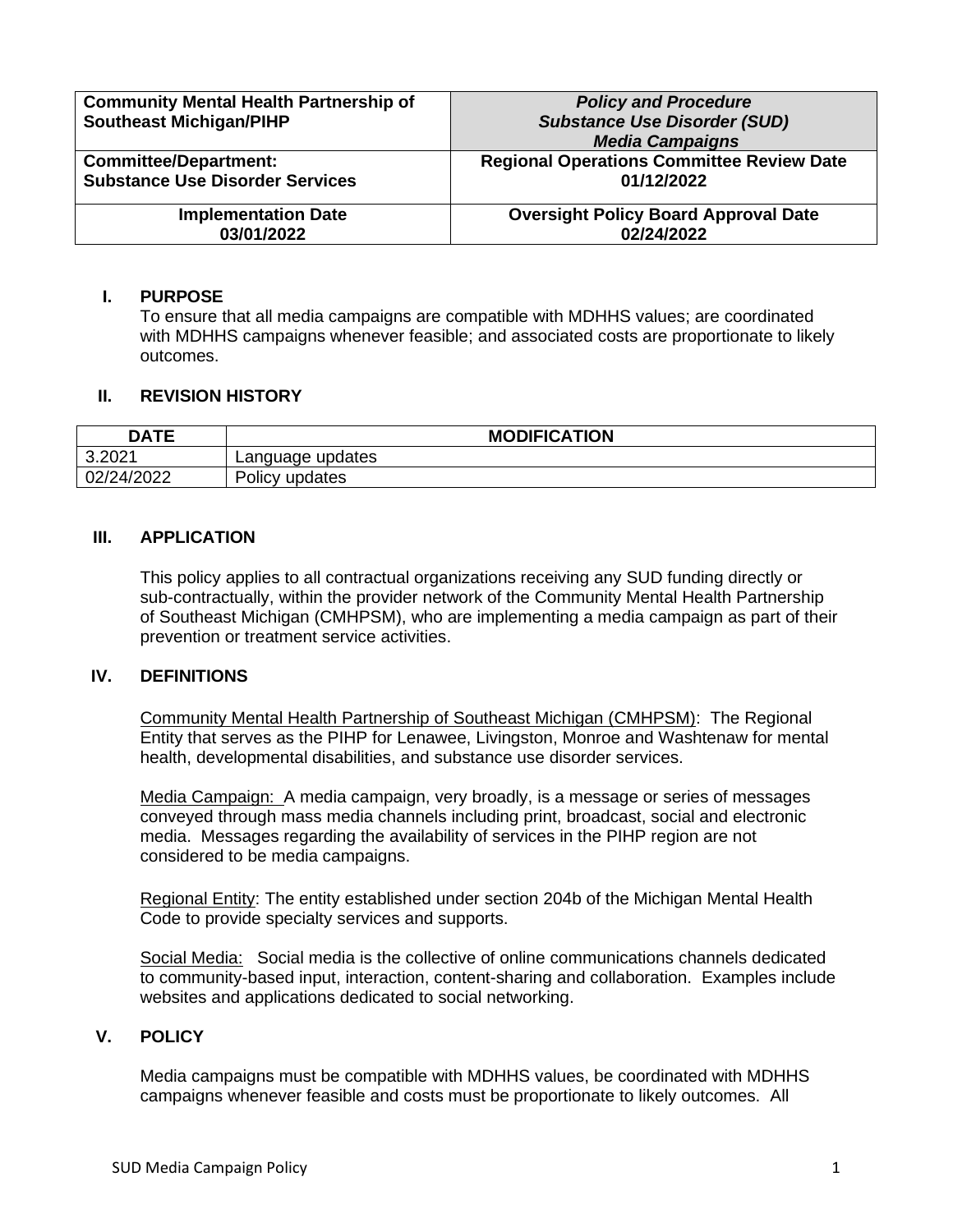| **Community Mental Health Partnership of Southeast Michigan/PIHP** | ***Policy and Procedure Substance Use Disorder (SUD) Media Campaigns*** |
|---|---|
| **Committee/Department: Substance Use Disorder Services** | **Regional Operations Committee Review Date 01/12/2022** |
| **Implementation Date 03/01/2022** | **Oversight Policy Board Approval Date 02/24/2022** |

## I. PURPOSE

To ensure that all media campaigns are compatible with MDHHS values; are coordinated with MDHHS campaigns whenever feasible; and associated costs are proportionate to likely outcomes.

## II. REVISION HISTORY

| DATE | MODIFICATION |
|---|---|
| 3.2021 | Language updates |
| 02/24/2022 | Policy updates |

## III. APPLICATION

This policy applies to all contractual organizations receiving any SUD funding directly or sub-contractually, within the provider network of the Community Mental Health Partnership of Southeast Michigan (CMHPSM), who are implementing a media campaign as part of their prevention or treatment service activities.

## IV. DEFINITIONS

Community Mental Health Partnership of Southeast Michigan (CMHPSM): The Regional Entity that serves as the PIHP for Lenawee, Livingston, Monroe and Washtenaw for mental health, developmental disabilities, and substance use disorder services.

Media Campaign: A media campaign, very broadly, is a message or series of messages conveyed through mass media channels including print, broadcast, social and electronic media. Messages regarding the availability of services in the PIHP region are not considered to be media campaigns.

Regional Entity: The entity established under section 204b of the Michigan Mental Health Code to provide specialty services and supports.

Social Media: Social media is the collective of online communications channels dedicated to community-based input, interaction, content-sharing and collaboration. Examples include websites and applications dedicated to social networking.

## V. POLICY

Media campaigns must be compatible with MDHHS values, be coordinated with MDHHS campaigns whenever feasible and costs must be proportionate to likely outcomes. All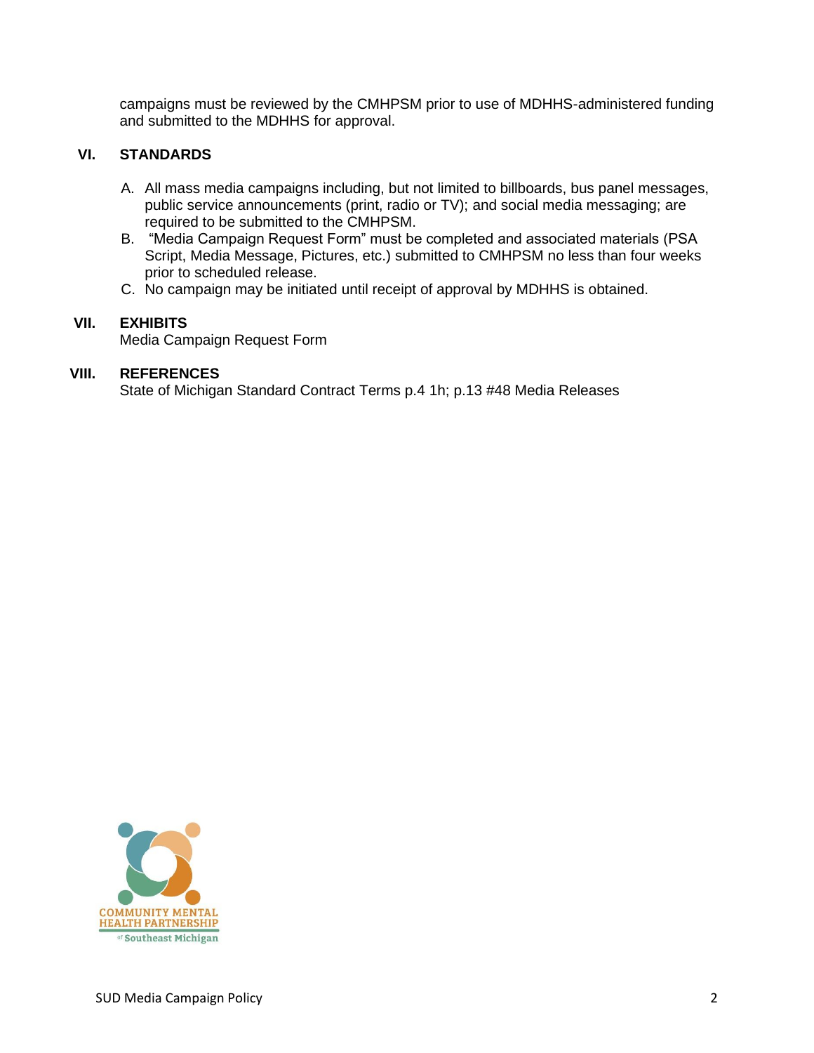campaigns must be reviewed by the CMHPSM prior to use of MDHHS-administered funding and submitted to the MDHHS for approval.

## VI. STANDARDS

A. All mass media campaigns including, but not limited to billboards, bus panel messages, public service announcements (print, radio or TV); and social media messaging; are required to be submitted to the CMHPSM.

B. "Media Campaign Request Form" must be completed and associated materials (PSA Script, Media Message, Pictures, etc.) submitted to CMHPSM no less than four weeks prior to scheduled release.

C. No campaign may be initiated until receipt of approval by MDHHS is obtained.

## VII. EXHIBITS

Media Campaign Request Form

## VIII. REFERENCES

State of Michigan Standard Contract Terms p.4 1h; p.13 #48 Media Releases

COMMUNITY MENTAL HEALTH PARTNERSHIP of Southeast Michigan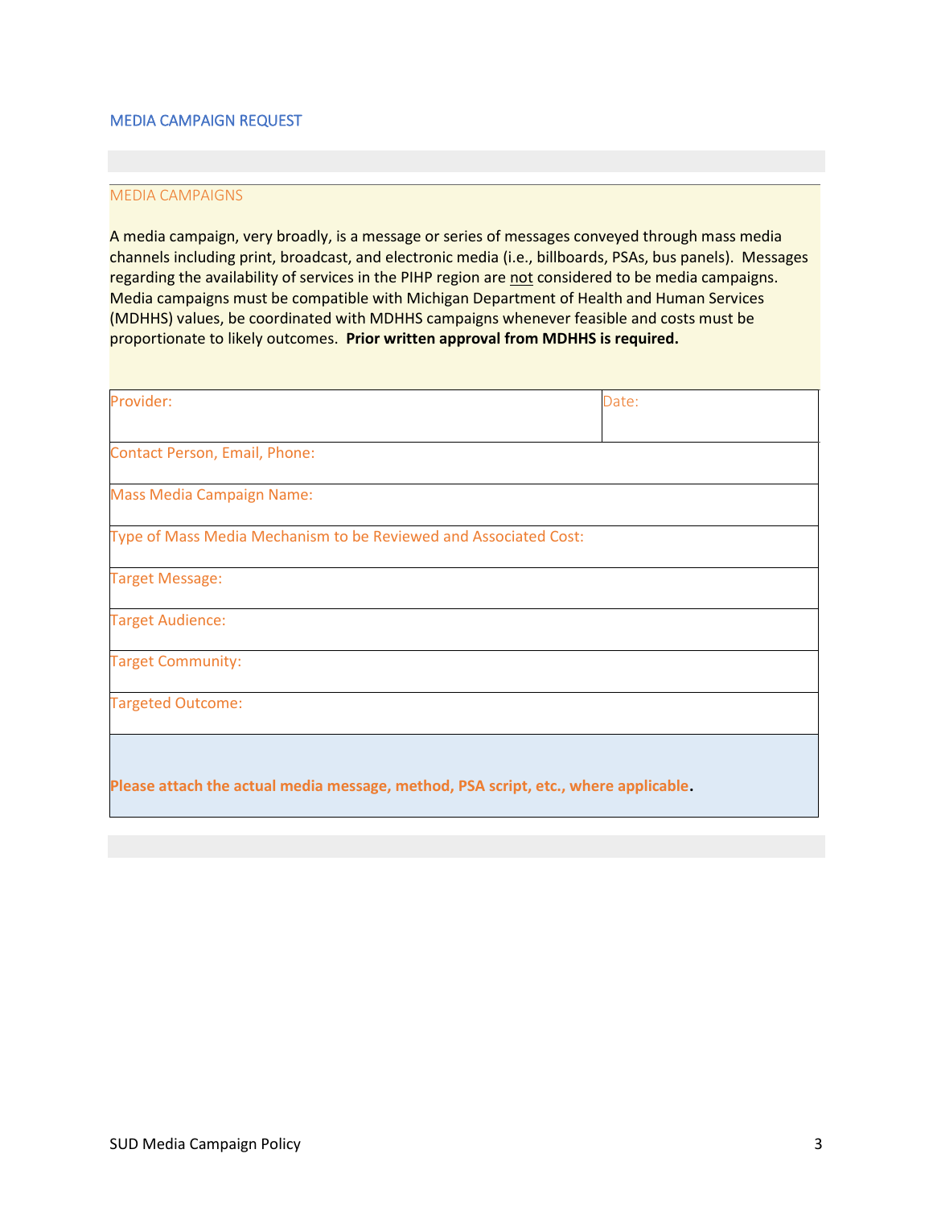## MEDIA CAMPAIGN REQUEST

### MEDIA CAMPAIGNS

A media campaign, very broadly, is a message or series of messages conveyed through mass media channels including print, broadcast, and electronic media (i.e., billboards, PSAs, bus panels). Messages regarding the availability of services in the PIHP region are not considered to be media campaigns. Media campaigns must be compatible with Michigan Department of Health and Human Services (MDHHS) values, be coordinated with MDHHS campaigns whenever feasible and costs must be proportionate to likely outcomes. **Prior written approval from MDHHS is required.**

| | |
|---|---|
| Provider: | Date: |
| Contact Person, Email, Phone: | |
| Mass Media Campaign Name: | |
| Type of Mass Media Mechanism to be Reviewed and Associated Cost: | |
| Target Message: | |
| Target Audience: | |
| Target Community: | |
| Targeted Outcome: | |
| **Please attach the actual media message, method, PSA script, etc., where applicable.** | |